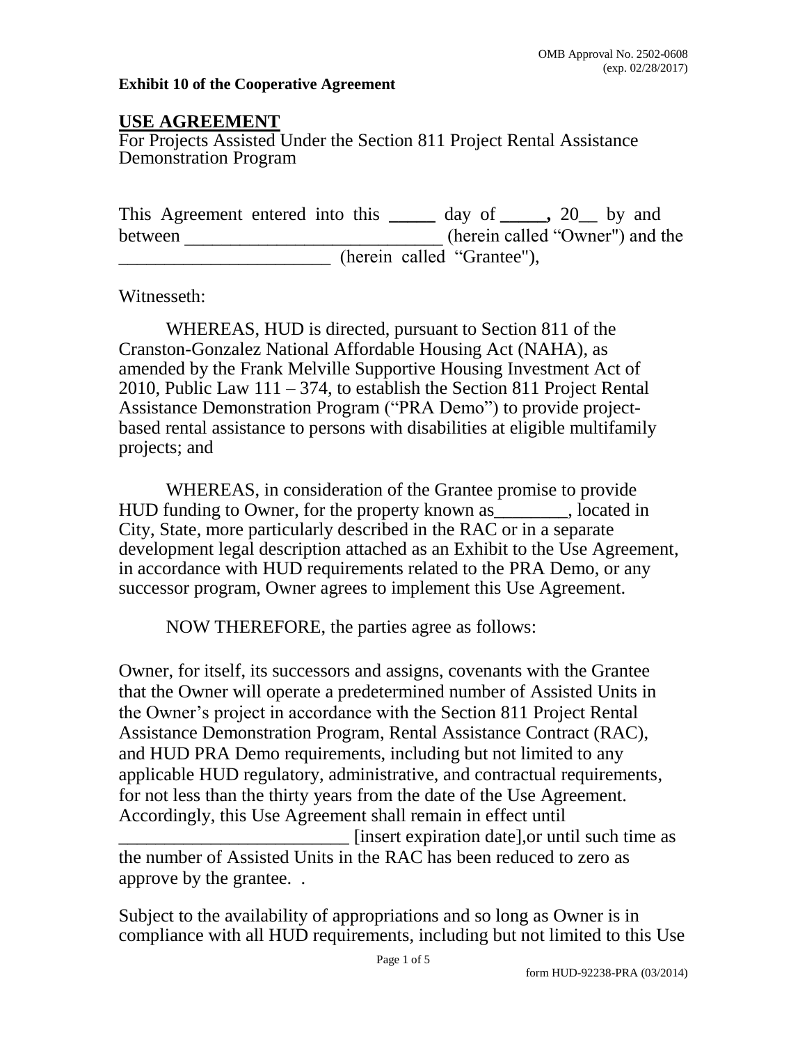OMB Approval No. 2502-0608
(exp. 02/28/2017)

**Exhibit 10 of the Cooperative Agreement**

## USE AGREEMENT

For Projects Assisted Under the Section 811 Project Rental Assistance Demonstration Program

This Agreement entered into this _____ day of _____, 20__ by and between ___________________________ (herein called "Owner") and the _______________________ (herein called "Grantee"),

Witnesseth:

WHEREAS, HUD is directed, pursuant to Section 811 of the Cranston-Gonzalez National Affordable Housing Act (NAHA), as amended by the Frank Melville Supportive Housing Investment Act of 2010, Public Law 111 – 374, to establish the Section 811 Project Rental Assistance Demonstration Program ("PRA Demo") to provide project-based rental assistance to persons with disabilities at eligible multifamily projects; and

WHEREAS, in consideration of the Grantee promise to provide HUD funding to Owner, for the property known as________, located in City, State, more particularly described in the RAC or in a separate development legal description attached as an Exhibit to the Use Agreement, in accordance with HUD requirements related to the PRA Demo, or any successor program, Owner agrees to implement this Use Agreement.

NOW THEREFORE, the parties agree as follows:

Owner, for itself, its successors and assigns, covenants with the Grantee that the Owner will operate a predetermined number of Assisted Units in the Owner's project in accordance with the Section 811 Project Rental Assistance Demonstration Program, Rental Assistance Contract (RAC), and HUD PRA Demo requirements, including but not limited to any applicable HUD regulatory, administrative, and contractual requirements, for not less than the thirty years from the date of the Use Agreement. Accordingly, this Use Agreement shall remain in effect until _________________________ [insert expiration date],or until such time as the number of Assisted Units in the RAC has been reduced to zero as approve by the grantee. .

Subject to the availability of appropriations and so long as Owner is in compliance with all HUD requirements, including but not limited to this Use

form HUD-92238-PRA (03/2014)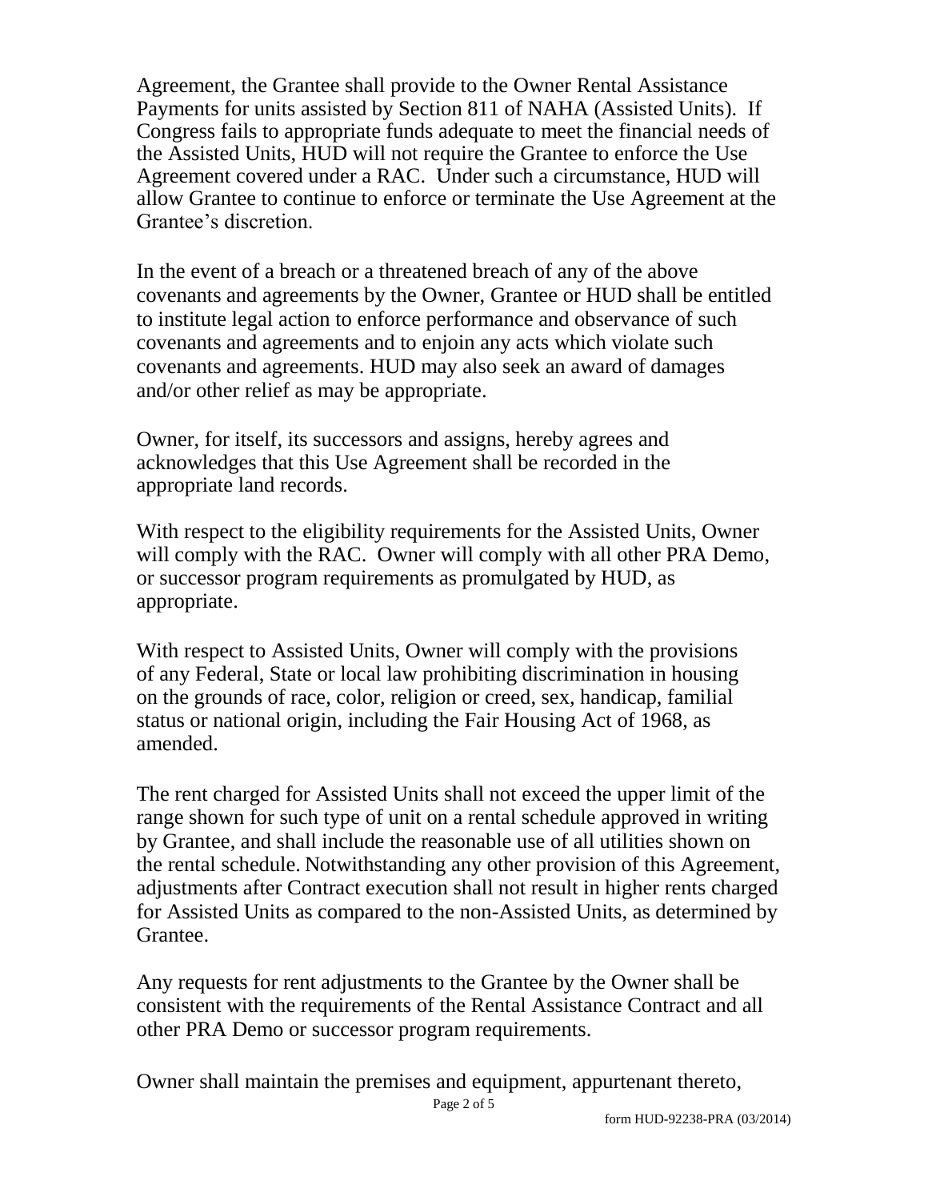Agreement, the Grantee shall provide to the Owner Rental Assistance Payments for units assisted by Section 811 of NAHA (Assisted Units). If Congress fails to appropriate funds adequate to meet the financial needs of the Assisted Units, HUD will not require the Grantee to enforce the Use Agreement covered under a RAC. Under such a circumstance, HUD will allow Grantee to continue to enforce or terminate the Use Agreement at the Grantee's discretion.

In the event of a breach or a threatened breach of any of the above covenants and agreements by the Owner, Grantee or HUD shall be entitled to institute legal action to enforce performance and observance of such covenants and agreements and to enjoin any acts which violate such covenants and agreements. HUD may also seek an award of damages and/or other relief as may be appropriate.

Owner, for itself, its successors and assigns, hereby agrees and acknowledges that this Use Agreement shall be recorded in the appropriate land records.

With respect to the eligibility requirements for the Assisted Units, Owner will comply with the RAC. Owner will comply with all other PRA Demo, or successor program requirements as promulgated by HUD, as appropriate.

With respect to Assisted Units, Owner will comply with the provisions of any Federal, State or local law prohibiting discrimination in housing on the grounds of race, color, religion or creed, sex, handicap, familial status or national origin, including the Fair Housing Act of 1968, as amended.

The rent charged for Assisted Units shall not exceed the upper limit of the range shown for such type of unit on a rental schedule approved in writing by Grantee, and shall include the reasonable use of all utilities shown on the rental schedule. Notwithstanding any other provision of this Agreement, adjustments after Contract execution shall not result in higher rents charged for Assisted Units as compared to the non-Assisted Units, as determined by Grantee.

Any requests for rent adjustments to the Grantee by the Owner shall be consistent with the requirements of the Rental Assistance Contract and all other PRA Demo or successor program requirements.

Owner shall maintain the premises and equipment, appurtenant thereto,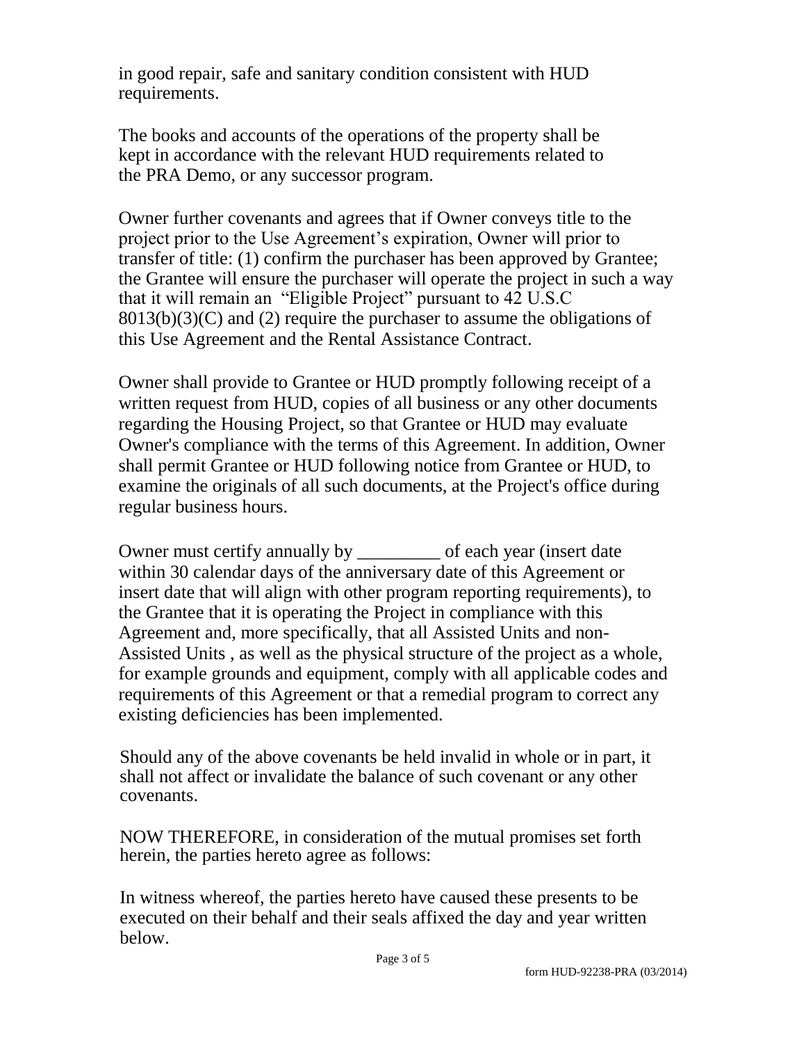in good repair, safe and sanitary condition consistent with HUD requirements.

The books and accounts of the operations of the property shall be kept in accordance with the relevant HUD requirements related to the PRA Demo, or any successor program.

Owner further covenants and agrees that if Owner conveys title to the project prior to the Use Agreement's expiration, Owner will prior to transfer of title: (1) confirm the purchaser has been approved by Grantee; the Grantee will ensure the purchaser will operate the project in such a way that it will remain an "Eligible Project" pursuant to 42 U.S.C 8013(b)(3)(C) and (2) require the purchaser to assume the obligations of this Use Agreement and the Rental Assistance Contract.

Owner shall provide to Grantee or HUD promptly following receipt of a written request from HUD, copies of all business or any other documents regarding the Housing Project, so that Grantee or HUD may evaluate Owner's compliance with the terms of this Agreement. In addition, Owner shall permit Grantee or HUD following notice from Grantee or HUD, to examine the originals of all such documents, at the Project's office during regular business hours.

Owner must certify annually by _________ of each year (insert date within 30 calendar days of the anniversary date of this Agreement or insert date that will align with other program reporting requirements), to the Grantee that it is operating the Project in compliance with this Agreement and, more specifically, that all Assisted Units and non-Assisted Units , as well as the physical structure of the project as a whole, for example grounds and equipment, comply with all applicable codes and requirements of this Agreement or that a remedial program to correct any existing deficiencies has been implemented.

Should any of the above covenants be held invalid in whole or in part, it shall not affect or invalidate the balance of such covenant or any other covenants.

NOW THEREFORE, in consideration of the mutual promises set forth herein, the parties hereto agree as follows:

In witness whereof, the parties hereto have caused these presents to be executed on their behalf and their seals affixed the day and year written below.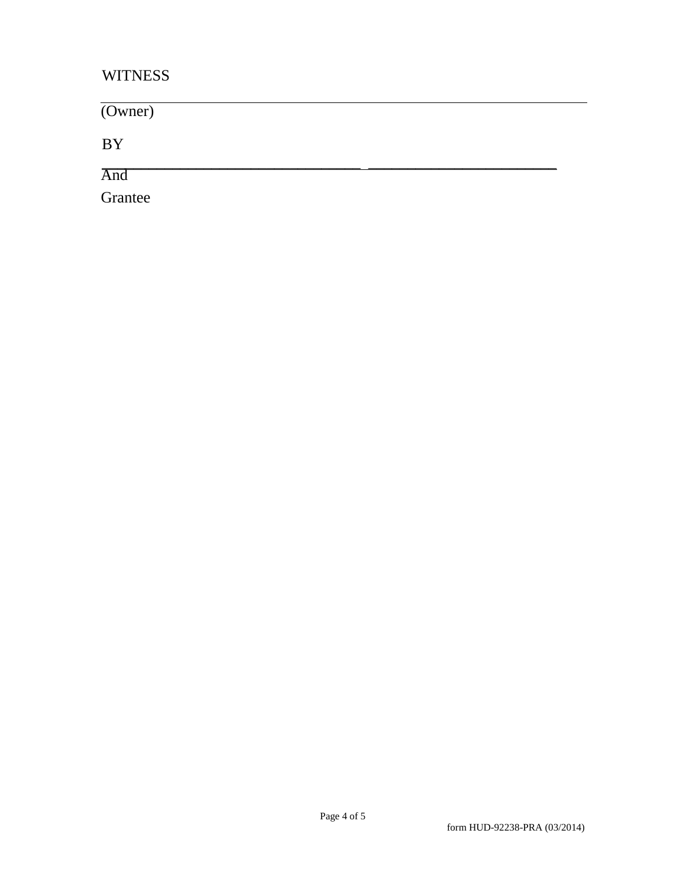WITNESS

\_\_\_\_\_\_\_\_\_\_\_\_\_\_\_\_\_\_\_\_\_\_\_\_\_\_\_\_\_\_\_\_\_\_\_\_\_\_\_\_\_\_\_\_\_\_\_\_\_\_\_\_\_\_\_\_\_\_\_\_

(Owner)

BY

\_\_\_\_\_\_\_\_\_\_\_\_\_\_\_\_\_\_\_\_\_\_\_\_\_\_\_\_\_\_\_\_\_\_\_ \_\_\_\_\_\_\_\_\_\_\_\_\_\_\_\_\_\_\_\_\_\_\_\_\_\_

And

Grantee

form HUD-92238-PRA (03/2014)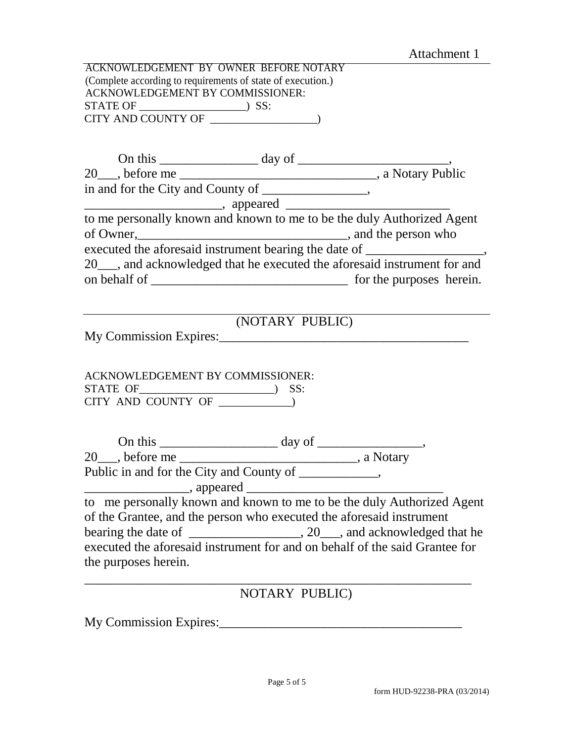Attachment 1

ACKNOWLEDGEMENT BY OWNER BEFORE NOTARY
(Complete according to requirements of state of execution.)
ACKNOWLEDGEMENT BY COMMISSIONER:
STATE OF __________________) SS:
CITY AND COUNTY OF __________________)

On this _______________ day of _______________________, 20___, before me ______________________________, a Notary Public in and for the City and County of ________________, _____________________, appeared _________________________ to me personally known and known to me to be the duly Authorized Agent of Owner,________________________________, and the person who executed the aforesaid instrument bearing the date of __________________, 20___, and acknowledged that he executed the aforesaid instrument for and on behalf of ______________________________ for the purposes herein.

______________________________________________________________
(NOTARY PUBLIC)

My Commission Expires:______________________________________

ACKNOWLEDGEMENT BY COMMISSIONER:
STATE OF_______________________) SS:
CITY AND COUNTY OF _____________)

On this __________________ day of ________________, 20___, before me ____________________________, a Notary Public in and for the City and County of ____________, ________________, appeared ______________________________ to me personally known and known to me to be the duly Authorized Agent of the Grantee, and the person who executed the aforesaid instrument bearing the date of _________________, 20___, and acknowledged that he executed the aforesaid instrument for and on behalf of the said Grantee for the purposes herein.

______________________________________________________________
NOTARY PUBLIC)

My Commission Expires:____________________________________

form HUD-92238-PRA (03/2014)